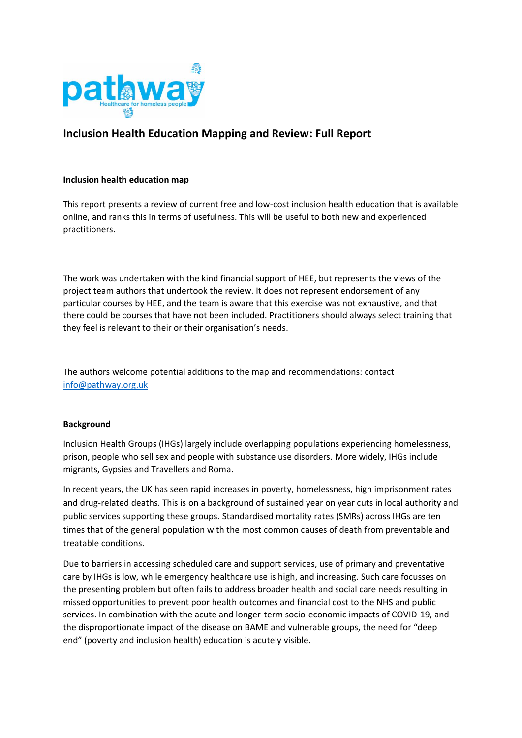# Inclusion Health Education Mapping and Review: Full Report

**Inclusion health education map**

This report presents a review of current free and low-cost inclusion health education that is available online, and ranks this in terms of usefulness. This will be useful to both new and experienced practitioners.

The work was undertaken with the kind financial support of HEE, but represents the views of the project team authors that undertook the review. It does not represent endorsement of any particular courses by HEE, and the team is aware that this exercise was not exhaustive, and that there could be courses that have not been included. Practitioners should always select training that they feel is relevant to their or their organisation's needs.

The authors welcome potential additions to the map and recommendations: contact info@pathway.org.uk

**Background**

Inclusion Health Groups (IHGs) largely include overlapping populations experiencing homelessness, prison, people who sell sex and people with substance use disorders. More widely, IHGs include migrants, Gypsies and Travellers and Roma.

In recent years, the UK has seen rapid increases in poverty, homelessness, high imprisonment rates and drug-related deaths. This is on a background of sustained year on year cuts in local authority and public services supporting these groups. Standardised mortality rates (SMRs) across IHGs are ten times that of the general population with the most common causes of death from preventable and treatable conditions.

Due to barriers in accessing scheduled care and support services, use of primary and preventative care by IHGs is low, while emergency healthcare use is high, and increasing. Such care focusses on the presenting problem but often fails to address broader health and social care needs resulting in missed opportunities to prevent poor health outcomes and financial cost to the NHS and public services. In combination with the acute and longer-term socio-economic impacts of COVID-19, and the disproportionate impact of the disease on BAME and vulnerable groups, the need for "deep end" (poverty and inclusion health) education is acutely visible.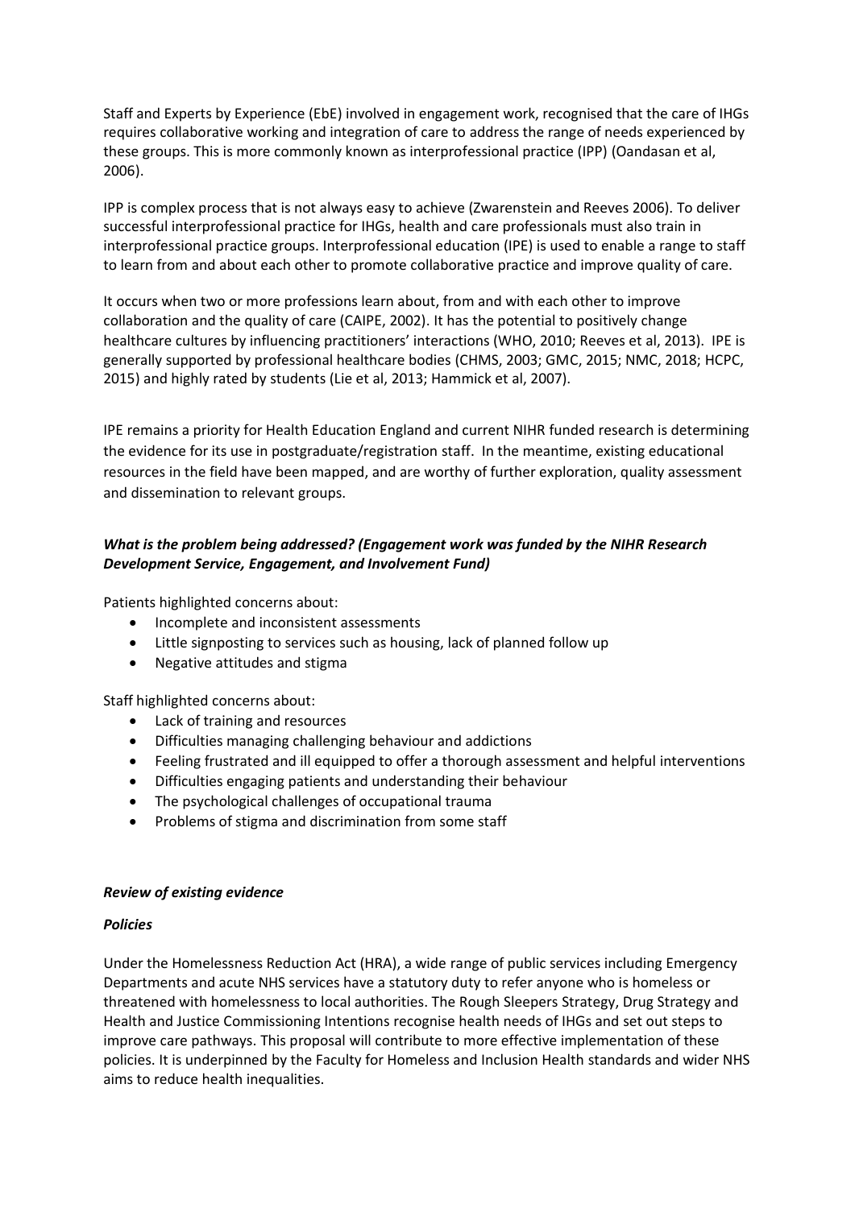Staff and Experts by Experience (EbE) involved in engagement work, recognised that the care of IHGs requires collaborative working and integration of care to address the range of needs experienced by these groups. This is more commonly known as interprofessional practice (IPP) (Oandasan et al, 2006).

IPP is complex process that is not always easy to achieve (Zwarenstein and Reeves 2006). To deliver successful interprofessional practice for IHGs, health and care professionals must also train in interprofessional practice groups. Interprofessional education (IPE) is used to enable a range to staff to learn from and about each other to promote collaborative practice and improve quality of care.

It occurs when two or more professions learn about, from and with each other to improve collaboration and the quality of care (CAIPE, 2002). It has the potential to positively change healthcare cultures by influencing practitioners' interactions (WHO, 2010; Reeves et al, 2013). IPE is generally supported by professional healthcare bodies (CHMS, 2003; GMC, 2015; NMC, 2018; HCPC, 2015) and highly rated by students (Lie et al, 2013; Hammick et al, 2007).

IPE remains a priority for Health Education England and current NIHR funded research is determining the evidence for its use in postgraduate/registration staff. In the meantime, existing educational resources in the field have been mapped, and are worthy of further exploration, quality assessment and dissemination to relevant groups.

***What is the problem being addressed? (Engagement work was funded by the NIHR Research Development Service, Engagement, and Involvement Fund)***

Patients highlighted concerns about:

- Incomplete and inconsistent assessments
- Little signposting to services such as housing, lack of planned follow up
- Negative attitudes and stigma

Staff highlighted concerns about:

- Lack of training and resources
- Difficulties managing challenging behaviour and addictions
- Feeling frustrated and ill equipped to offer a thorough assessment and helpful interventions
- Difficulties engaging patients and understanding their behaviour
- The psychological challenges of occupational trauma
- Problems of stigma and discrimination from some staff

***Review of existing evidence***

***Policies***

Under the Homelessness Reduction Act (HRA), a wide range of public services including Emergency Departments and acute NHS services have a statutory duty to refer anyone who is homeless or threatened with homelessness to local authorities. The Rough Sleepers Strategy, Drug Strategy and Health and Justice Commissioning Intentions recognise health needs of IHGs and set out steps to improve care pathways. This proposal will contribute to more effective implementation of these policies. It is underpinned by the Faculty for Homeless and Inclusion Health standards and wider NHS aims to reduce health inequalities.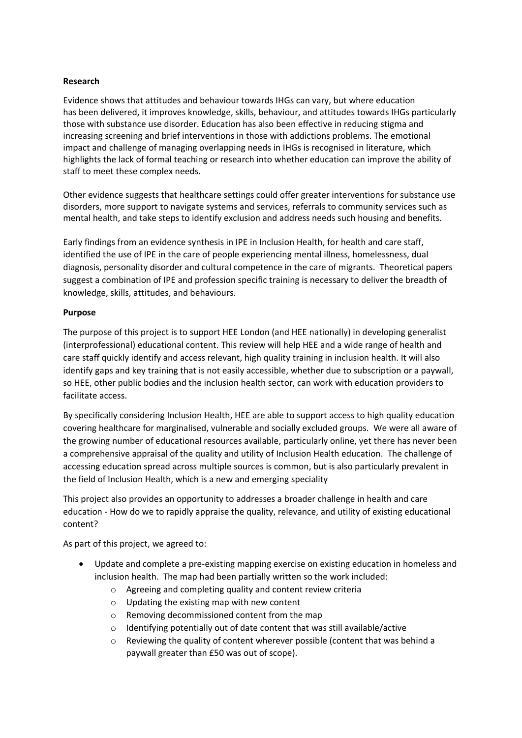**Research**

Evidence shows that attitudes and behaviour towards IHGs can vary, but where education has been delivered, it improves knowledge, skills, behaviour, and attitudes towards IHGs particularly those with substance use disorder. Education has also been effective in reducing stigma and increasing screening and brief interventions in those with addictions problems. The emotional impact and challenge of managing overlapping needs in IHGs is recognised in literature, which highlights the lack of formal teaching or research into whether education can improve the ability of staff to meet these complex needs.

Other evidence suggests that healthcare settings could offer greater interventions for substance use disorders, more support to navigate systems and services, referrals to community services such as mental health, and take steps to identify exclusion and address needs such housing and benefits.

Early findings from an evidence synthesis in IPE in Inclusion Health, for health and care staff, identified the use of IPE in the care of people experiencing mental illness, homelessness, dual diagnosis, personality disorder and cultural competence in the care of migrants. Theoretical papers suggest a combination of IPE and profession specific training is necessary to deliver the breadth of knowledge, skills, attitudes, and behaviours.

**Purpose**

The purpose of this project is to support HEE London (and HEE nationally) in developing generalist (interprofessional) educational content. This review will help HEE and a wide range of health and care staff quickly identify and access relevant, high quality training in inclusion health. It will also identify gaps and key training that is not easily accessible, whether due to subscription or a paywall, so HEE, other public bodies and the inclusion health sector, can work with education providers to facilitate access.

By specifically considering Inclusion Health, HEE are able to support access to high quality education covering healthcare for marginalised, vulnerable and socially excluded groups. We were all aware of the growing number of educational resources available, particularly online, yet there has never been a comprehensive appraisal of the quality and utility of Inclusion Health education. The challenge of accessing education spread across multiple sources is common, but is also particularly prevalent in the field of Inclusion Health, which is a new and emerging speciality

This project also provides an opportunity to addresses a broader challenge in health and care education - How do we to rapidly appraise the quality, relevance, and utility of existing educational content?

As part of this project, we agreed to:

- Update and complete a pre-existing mapping exercise on existing education in homeless and inclusion health. The map had been partially written so the work included:
    - Agreeing and completing quality and content review criteria
    - Updating the existing map with new content
    - Removing decommissioned content from the map
    - Identifying potentially out of date content that was still available/active
    - Reviewing the quality of content wherever possible (content that was behind a paywall greater than £50 was out of scope).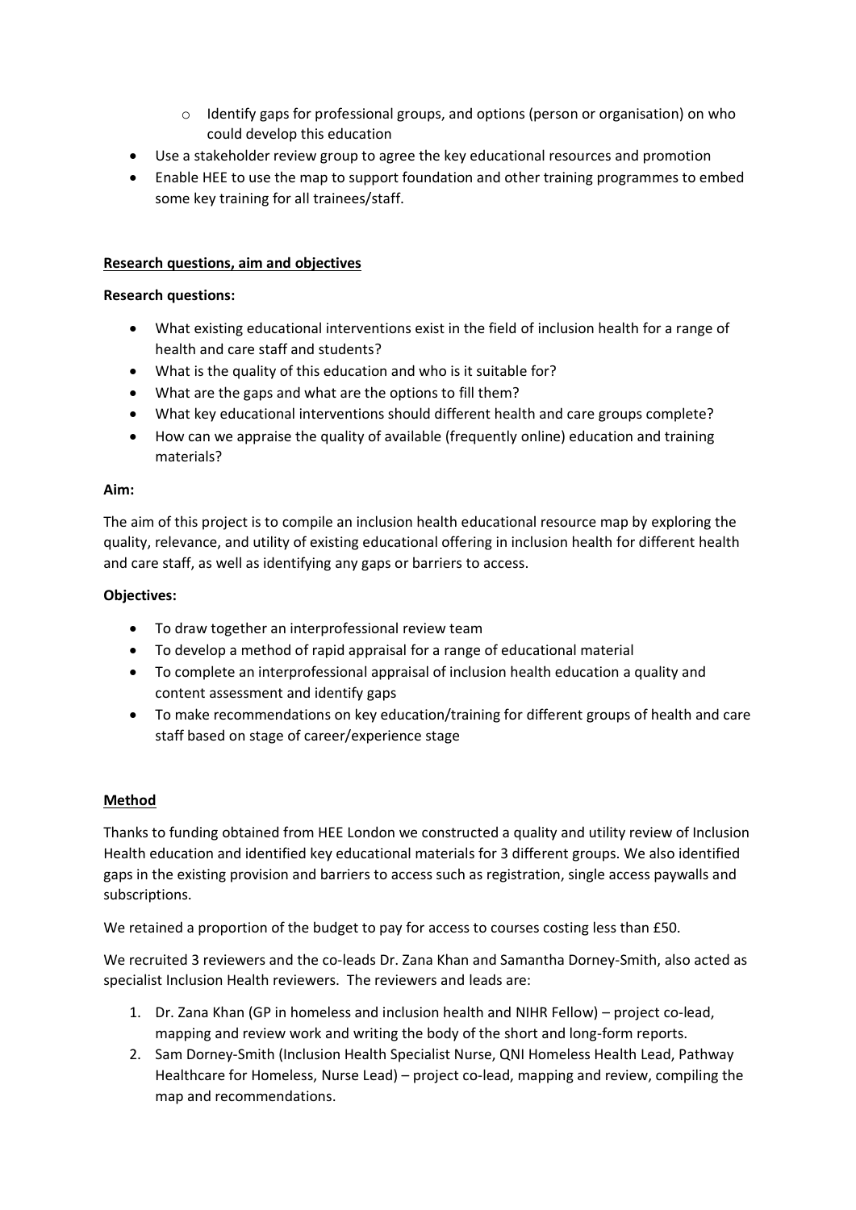- Identify gaps for professional groups, and options (person or organisation) on who could develop this education
- Use a stakeholder review group to agree the key educational resources and promotion
- Enable HEE to use the map to support foundation and other training programmes to embed some key training for all trainees/staff.

## Research questions, aim and objectives

**Research questions:**

- What existing educational interventions exist in the field of inclusion health for a range of health and care staff and students?
- What is the quality of this education and who is it suitable for?
- What are the gaps and what are the options to fill them?
- What key educational interventions should different health and care groups complete?
- How can we appraise the quality of available (frequently online) education and training materials?

**Aim:**

The aim of this project is to compile an inclusion health educational resource map by exploring the quality, relevance, and utility of existing educational offering in inclusion health for different health and care staff, as well as identifying any gaps or barriers to access.

**Objectives:**

- To draw together an interprofessional review team
- To develop a method of rapid appraisal for a range of educational material
- To complete an interprofessional appraisal of inclusion health education a quality and content assessment and identify gaps
- To make recommendations on key education/training for different groups of health and care staff based on stage of career/experience stage

## Method

Thanks to funding obtained from HEE London we constructed a quality and utility review of Inclusion Health education and identified key educational materials for 3 different groups. We also identified gaps in the existing provision and barriers to access such as registration, single access paywalls and subscriptions.

We retained a proportion of the budget to pay for access to courses costing less than £50.

We recruited 3 reviewers and the co-leads Dr. Zana Khan and Samantha Dorney-Smith, also acted as specialist Inclusion Health reviewers. The reviewers and leads are:

1. Dr. Zana Khan (GP in homeless and inclusion health and NIHR Fellow) – project co-lead, mapping and review work and writing the body of the short and long-form reports.
2. Sam Dorney-Smith (Inclusion Health Specialist Nurse, QNI Homeless Health Lead, Pathway Healthcare for Homeless, Nurse Lead) – project co-lead, mapping and review, compiling the map and recommendations.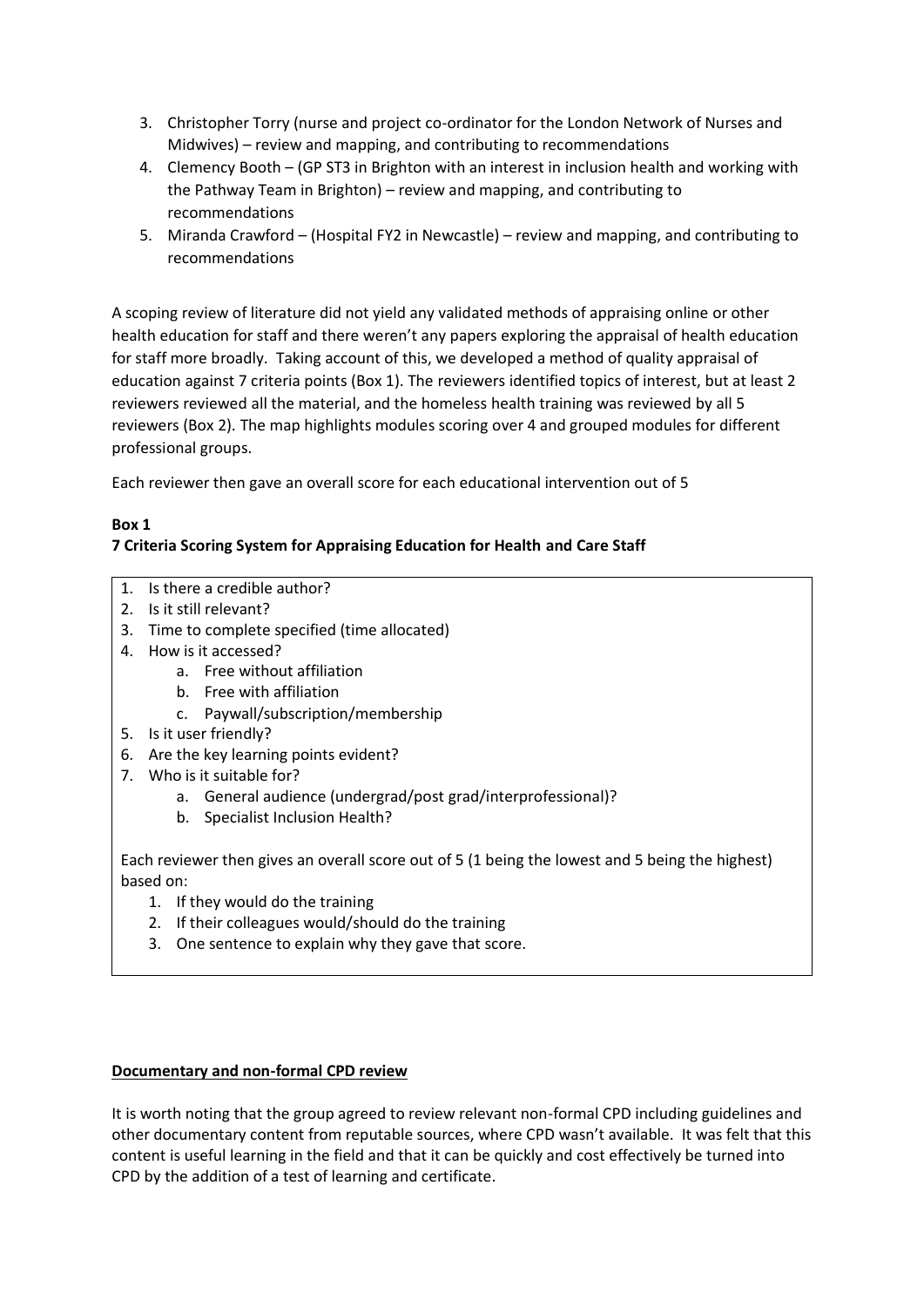3. Christopher Torry (nurse and project co-ordinator for the London Network of Nurses and Midwives) – review and mapping, and contributing to recommendations
4. Clemency Booth – (GP ST3 in Brighton with an interest in inclusion health and working with the Pathway Team in Brighton) – review and mapping, and contributing to recommendations
5. Miranda Crawford – (Hospital FY2 in Newcastle) – review and mapping, and contributing to recommendations

A scoping review of literature did not yield any validated methods of appraising online or other health education for staff and there weren't any papers exploring the appraisal of health education for staff more broadly. Taking account of this, we developed a method of quality appraisal of education against 7 criteria points (Box 1). The reviewers identified topics of interest, but at least 2 reviewers reviewed all the material, and the homeless health training was reviewed by all 5 reviewers (Box 2). The map highlights modules scoring over 4 and grouped modules for different professional groups.

Each reviewer then gave an overall score for each educational intervention out of 5

**Box 1**

**7 Criteria Scoring System for Appraising Education for Health and Care Staff**

1. Is there a credible author?
2. Is it still relevant?
3. Time to complete specified (time allocated)
4. How is it accessed?
    a. Free without affiliation
    b. Free with affiliation
    c. Paywall/subscription/membership
5. Is it user friendly?
6. Are the key learning points evident?
7. Who is it suitable for?
    a. General audience (undergrad/post grad/interprofessional)?
    b. Specialist Inclusion Health?

Each reviewer then gives an overall score out of 5 (1 being the lowest and 5 being the highest) based on:

1. If they would do the training
2. If their colleagues would/should do the training
3. One sentence to explain why they gave that score.

**Documentary and non-formal CPD review**

It is worth noting that the group agreed to review relevant non-formal CPD including guidelines and other documentary content from reputable sources, where CPD wasn't available. It was felt that this content is useful learning in the field and that it can be quickly and cost effectively be turned into CPD by the addition of a test of learning and certificate.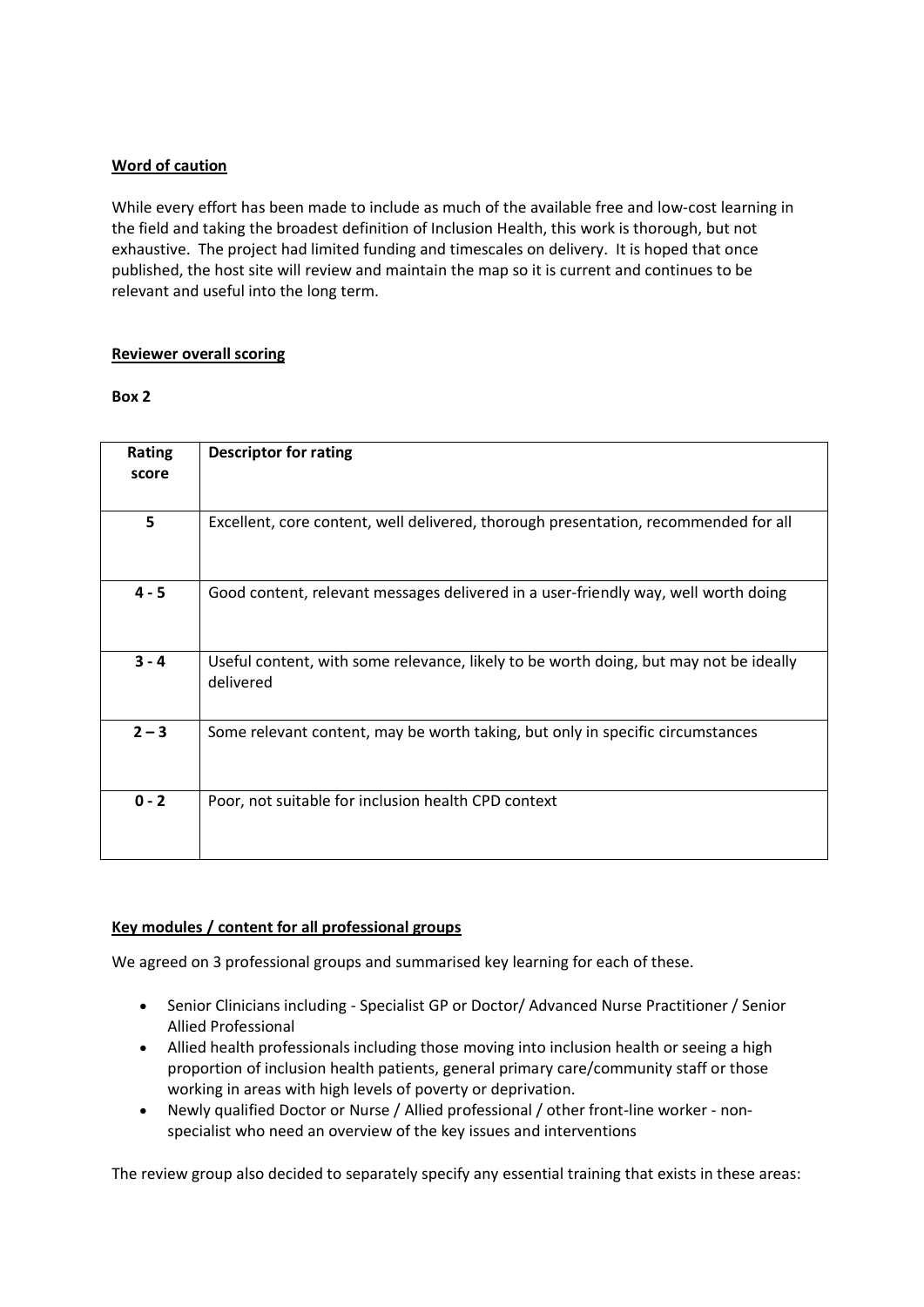**Word of caution**

While every effort has been made to include as much of the available free and low-cost learning in the field and taking the broadest definition of Inclusion Health, this work is thorough, but not exhaustive. The project had limited funding and timescales on delivery. It is hoped that once published, the host site will review and maintain the map so it is current and continues to be relevant and useful into the long term.

**Reviewer overall scoring**

**Box 2**

| Rating score | Descriptor for rating |
|---|---|
| 5 | Excellent, core content, well delivered, thorough presentation, recommended for all |
| 4 - 5 | Good content, relevant messages delivered in a user-friendly way, well worth doing |
| 3 - 4 | Useful content, with some relevance, likely to be worth doing, but may not be ideally delivered |
| 2 – 3 | Some relevant content, may be worth taking, but only in specific circumstances |
| 0 - 2 | Poor, not suitable for inclusion health CPD context |

**Key modules / content for all professional groups**

We agreed on 3 professional groups and summarised key learning for each of these.

- Senior Clinicians including - Specialist GP or Doctor/ Advanced Nurse Practitioner / Senior Allied Professional
- Allied health professionals including those moving into inclusion health or seeing a high proportion of inclusion health patients, general primary care/community staff or those working in areas with high levels of poverty or deprivation.
- Newly qualified Doctor or Nurse / Allied professional / other front-line worker - non-specialist who need an overview of the key issues and interventions

The review group also decided to separately specify any essential training that exists in these areas: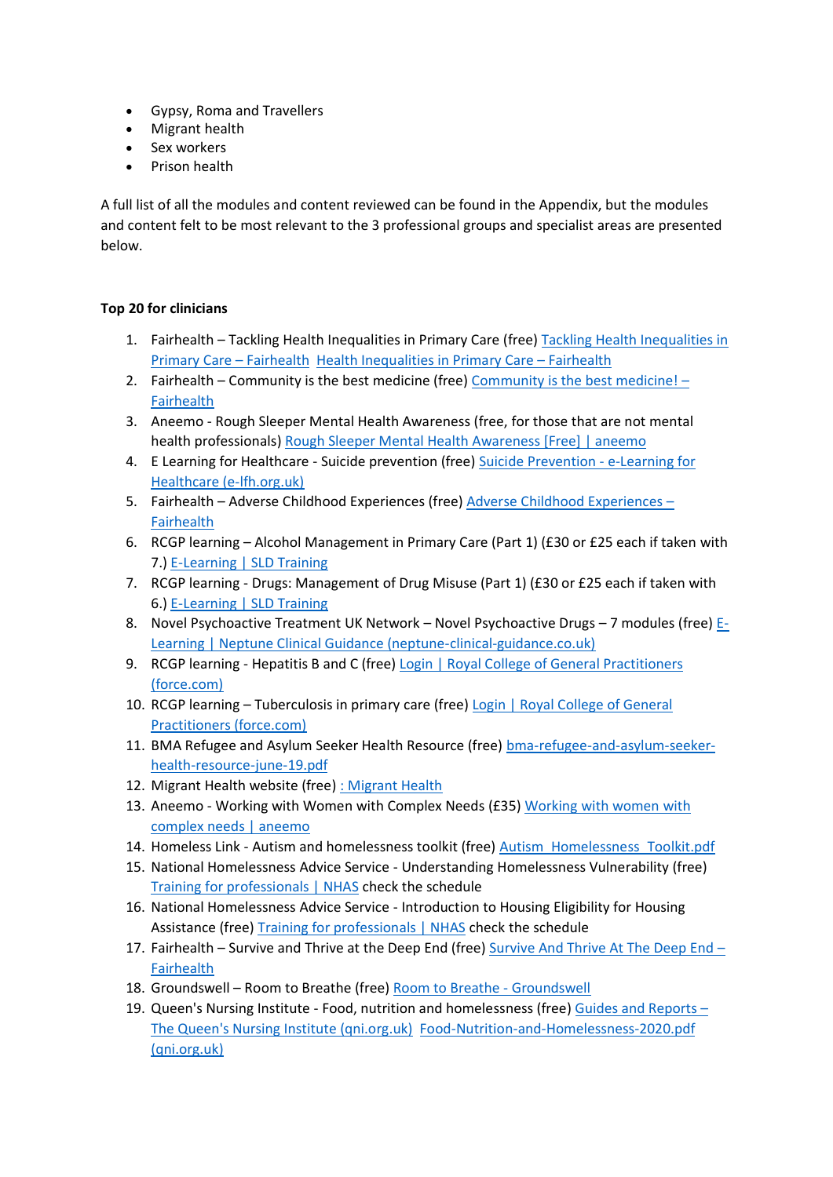- Gypsy, Roma and Travellers
- Migrant health
- Sex workers
- Prison health

A full list of all the modules and content reviewed can be found in the Appendix, but the modules and content felt to be most relevant to the 3 professional groups and specialist areas are presented below.

**Top 20 for clinicians**

1. Fairhealth – Tackling Health Inequalities in Primary Care (free) Tackling Health Inequalities in Primary Care – Fairhealth Health Inequalities in Primary Care – Fairhealth
2. Fairhealth – Community is the best medicine (free) Community is the best medicine! – Fairhealth
3. Aneemo - Rough Sleeper Mental Health Awareness (free, for those that are not mental health professionals) Rough Sleeper Mental Health Awareness [Free] | aneemo
4. E Learning for Healthcare - Suicide prevention (free) Suicide Prevention - e-Learning for Healthcare (e-lfh.org.uk)
5. Fairhealth – Adverse Childhood Experiences (free) Adverse Childhood Experiences – Fairhealth
6. RCGP learning – Alcohol Management in Primary Care (Part 1) (£30 or £25 each if taken with 7.) E-Learning | SLD Training
7. RCGP learning - Drugs: Management of Drug Misuse (Part 1) (£30 or £25 each if taken with 6.) E-Learning | SLD Training
8. Novel Psychoactive Treatment UK Network – Novel Psychoactive Drugs – 7 modules (free) E-Learning | Neptune Clinical Guidance (neptune-clinical-guidance.co.uk)
9. RCGP learning - Hepatitis B and C (free) Login | Royal College of General Practitioners (force.com)
10. RCGP learning – Tuberculosis in primary care (free) Login | Royal College of General Practitioners (force.com)
11. BMA Refugee and Asylum Seeker Health Resource (free) bma-refugee-and-asylum-seeker-health-resource-june-19.pdf
12. Migrant Health website (free) : Migrant Health
13. Aneemo - Working with Women with Complex Needs (£35) Working with women with complex needs | aneemo
14. Homeless Link - Autism and homelessness toolkit (free) Autism_Homelessness_Toolkit.pdf
15. National Homelessness Advice Service - Understanding Homelessness Vulnerability (free) Training for professionals | NHAS check the schedule
16. National Homelessness Advice Service - Introduction to Housing Eligibility for Housing Assistance (free) Training for professionals | NHAS check the schedule
17. Fairhealth – Survive and Thrive at the Deep End (free) Survive And Thrive At The Deep End – Fairhealth
18. Groundswell – Room to Breathe (free) Room to Breathe - Groundswell
19. Queen's Nursing Institute - Food, nutrition and homelessness (free) Guides and Reports – The Queen's Nursing Institute (qni.org.uk) Food-Nutrition-and-Homelessness-2020.pdf (qni.org.uk)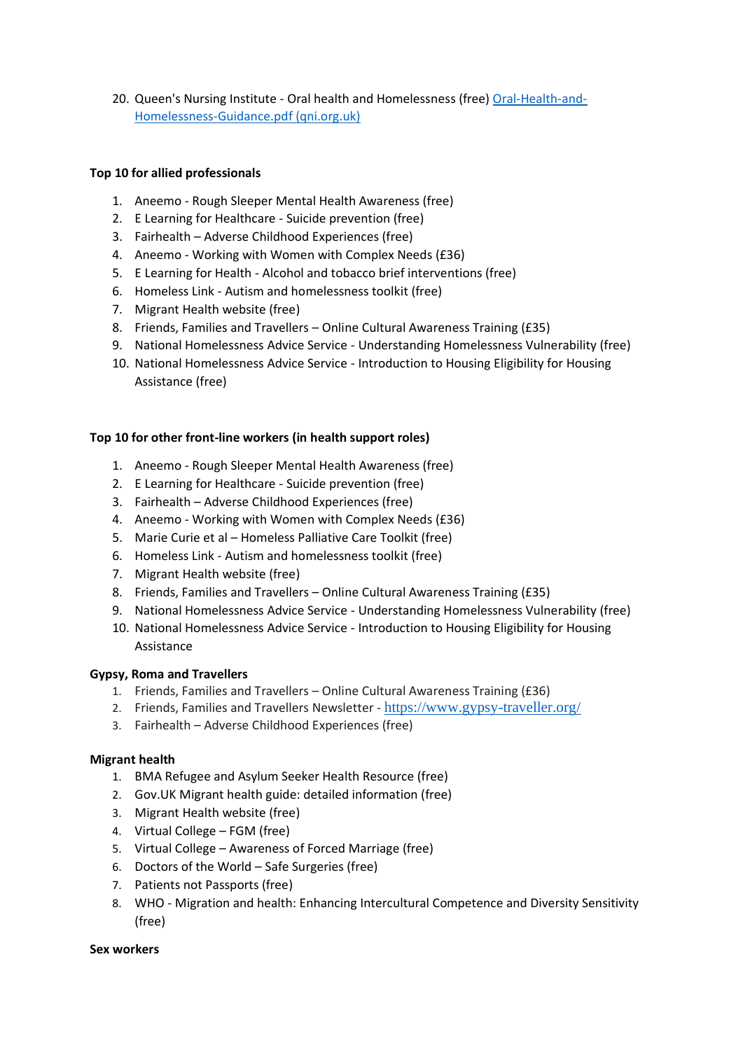20. Queen's Nursing Institute - Oral health and Homelessness (free) [Oral-Health-and-Homelessness-Guidance.pdf (qni.org.uk)]

**Top 10 for allied professionals**

1. Aneemo - Rough Sleeper Mental Health Awareness (free)
2. E Learning for Healthcare - Suicide prevention (free)
3. Fairhealth – Adverse Childhood Experiences (free)
4. Aneemo - Working with Women with Complex Needs (£36)
5. E Learning for Health - Alcohol and tobacco brief interventions (free)
6. Homeless Link - Autism and homelessness toolkit (free)
7. Migrant Health website (free)
8. Friends, Families and Travellers – Online Cultural Awareness Training (£35)
9. National Homelessness Advice Service - Understanding Homelessness Vulnerability (free)
10. National Homelessness Advice Service - Introduction to Housing Eligibility for Housing Assistance (free)

**Top 10 for other front-line workers (in health support roles)**

1. Aneemo - Rough Sleeper Mental Health Awareness (free)
2. E Learning for Healthcare - Suicide prevention (free)
3. Fairhealth – Adverse Childhood Experiences (free)
4. Aneemo - Working with Women with Complex Needs (£36)
5. Marie Curie et al – Homeless Palliative Care Toolkit (free)
6. Homeless Link - Autism and homelessness toolkit (free)
7. Migrant Health website (free)
8. Friends, Families and Travellers – Online Cultural Awareness Training (£35)
9. National Homelessness Advice Service - Understanding Homelessness Vulnerability (free)
10. National Homelessness Advice Service - Introduction to Housing Eligibility for Housing Assistance

**Gypsy, Roma and Travellers**

1. Friends, Families and Travellers – Online Cultural Awareness Training (£36)
2. Friends, Families and Travellers Newsletter - https://www.gypsy-traveller.org/
3. Fairhealth – Adverse Childhood Experiences (free)

**Migrant health**

1. BMA Refugee and Asylum Seeker Health Resource (free)
2. Gov.UK Migrant health guide: detailed information (free)
3. Migrant Health website (free)
4. Virtual College – FGM (free)
5. Virtual College – Awareness of Forced Marriage (free)
6. Doctors of the World – Safe Surgeries (free)
7. Patients not Passports (free)
8. WHO - Migration and health: Enhancing Intercultural Competence and Diversity Sensitivity (free)

**Sex workers**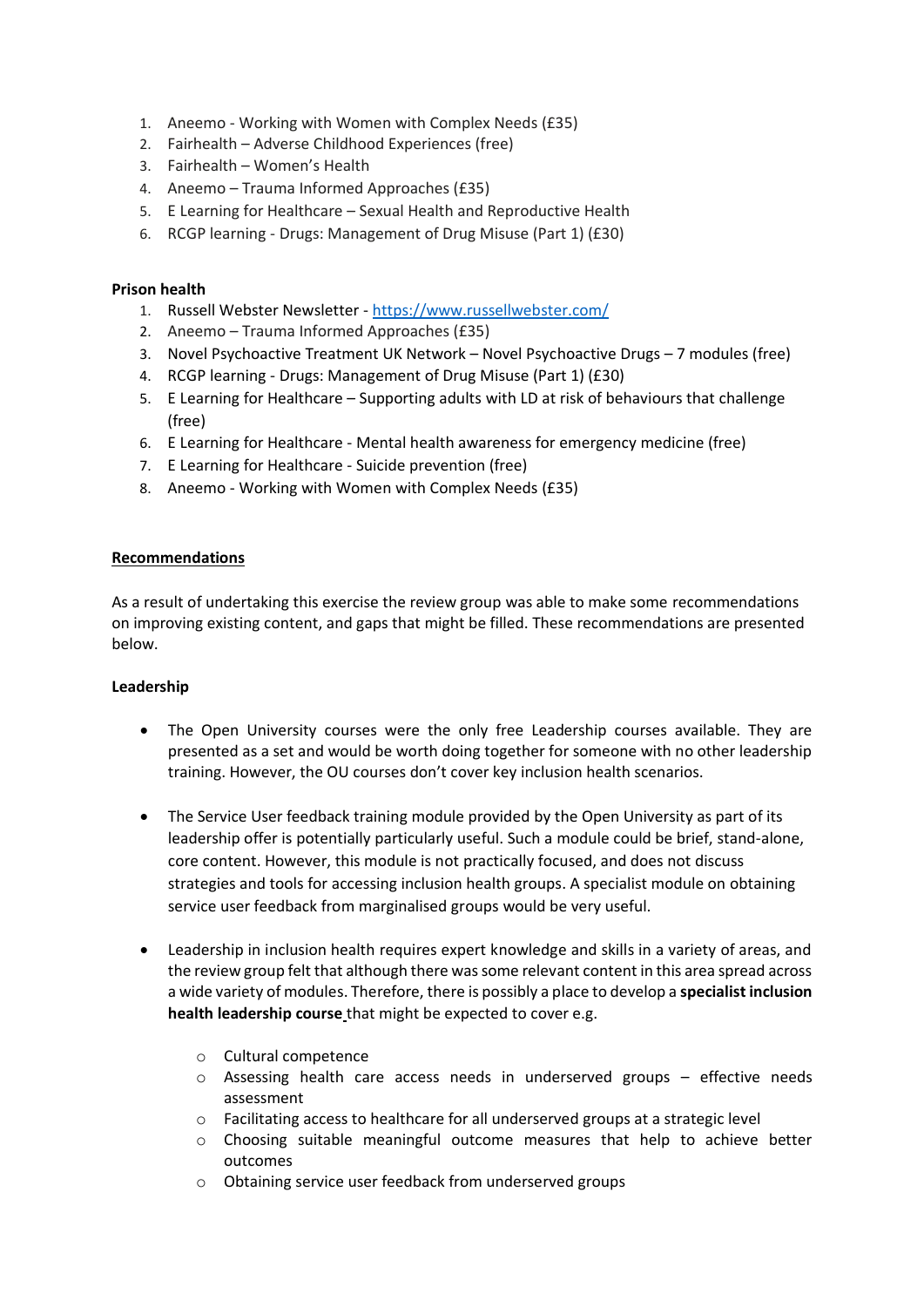1. Aneemo - Working with Women with Complex Needs (£35)
2. Fairhealth – Adverse Childhood Experiences (free)
3. Fairhealth – Women's Health
4. Aneemo – Trauma Informed Approaches (£35)
5. E Learning for Healthcare – Sexual Health and Reproductive Health
6. RCGP learning - Drugs: Management of Drug Misuse (Part 1) (£30)

**Prison health**

1. Russell Webster Newsletter - https://www.russellwebster.com/
2. Aneemo – Trauma Informed Approaches (£35)
3. Novel Psychoactive Treatment UK Network – Novel Psychoactive Drugs – 7 modules (free)
4. RCGP learning - Drugs: Management of Drug Misuse (Part 1) (£30)
5. E Learning for Healthcare – Supporting adults with LD at risk of behaviours that challenge (free)
6. E Learning for Healthcare - Mental health awareness for emergency medicine (free)
7. E Learning for Healthcare - Suicide prevention (free)
8. Aneemo - Working with Women with Complex Needs (£35)

## Recommendations

As a result of undertaking this exercise the review group was able to make some recommendations on improving existing content, and gaps that might be filled. These recommendations are presented below.

**Leadership**

- The Open University courses were the only free Leadership courses available. They are presented as a set and would be worth doing together for someone with no other leadership training. However, the OU courses don't cover key inclusion health scenarios.

- The Service User feedback training module provided by the Open University as part of its leadership offer is potentially particularly useful. Such a module could be brief, stand-alone, core content. However, this module is not practically focused, and does not discuss strategies and tools for accessing inclusion health groups. A specialist module on obtaining service user feedback from marginalised groups would be very useful.

- Leadership in inclusion health requires expert knowledge and skills in a variety of areas, and the review group felt that although there was some relevant content in this area spread across a wide variety of modules. Therefore, there is possibly a place to develop a **specialist inclusion health leadership course** that might be expected to cover e.g.
  - Cultural competence
  - Assessing health care access needs in underserved groups – effective needs assessment
  - Facilitating access to healthcare for all underserved groups at a strategic level
  - Choosing suitable meaningful outcome measures that help to achieve better outcomes
  - Obtaining service user feedback from underserved groups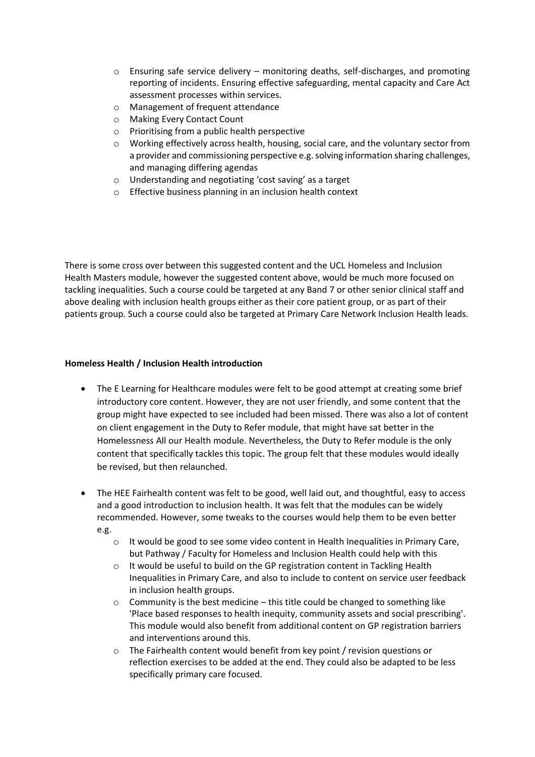- Ensuring safe service delivery – monitoring deaths, self-discharges, and promoting reporting of incidents. Ensuring effective safeguarding, mental capacity and Care Act assessment processes within services.
    - Management of frequent attendance
    - Making Every Contact Count
    - Prioritising from a public health perspective
    - Working effectively across health, housing, social care, and the voluntary sector from a provider and commissioning perspective e.g. solving information sharing challenges, and managing differing agendas
    - Understanding and negotiating 'cost saving' as a target
    - Effective business planning in an inclusion health context

There is some cross over between this suggested content and the UCL Homeless and Inclusion Health Masters module, however the suggested content above, would be much more focused on tackling inequalities. Such a course could be targeted at any Band 7 or other senior clinical staff and above dealing with inclusion health groups either as their core patient group, or as part of their patients group. Such a course could also be targeted at Primary Care Network Inclusion Health leads.

**Homeless Health / Inclusion Health introduction**

- The E Learning for Healthcare modules were felt to be good attempt at creating some brief introductory core content. However, they are not user friendly, and some content that the group might have expected to see included had been missed. There was also a lot of content on client engagement in the Duty to Refer module, that might have sat better in the Homelessness All our Health module. Nevertheless, the Duty to Refer module is the only content that specifically tackles this topic. The group felt that these modules would ideally be revised, but then relaunched.

- The HEE Fairhealth content was felt to be good, well laid out, and thoughtful, easy to access and a good introduction to inclusion health. It was felt that the modules can be widely recommended. However, some tweaks to the courses would help them to be even better e.g.
    - It would be good to see some video content in Health Inequalities in Primary Care, but Pathway / Faculty for Homeless and Inclusion Health could help with this
    - It would be useful to build on the GP registration content in Tackling Health Inequalities in Primary Care, and also to include to content on service user feedback in inclusion health groups.
    - Community is the best medicine – this title could be changed to something like 'Place based responses to health inequity, community assets and social prescribing'. This module would also benefit from additional content on GP registration barriers and interventions around this.
    - The Fairhealth content would benefit from key point / revision questions or reflection exercises to be added at the end. They could also be adapted to be less specifically primary care focused.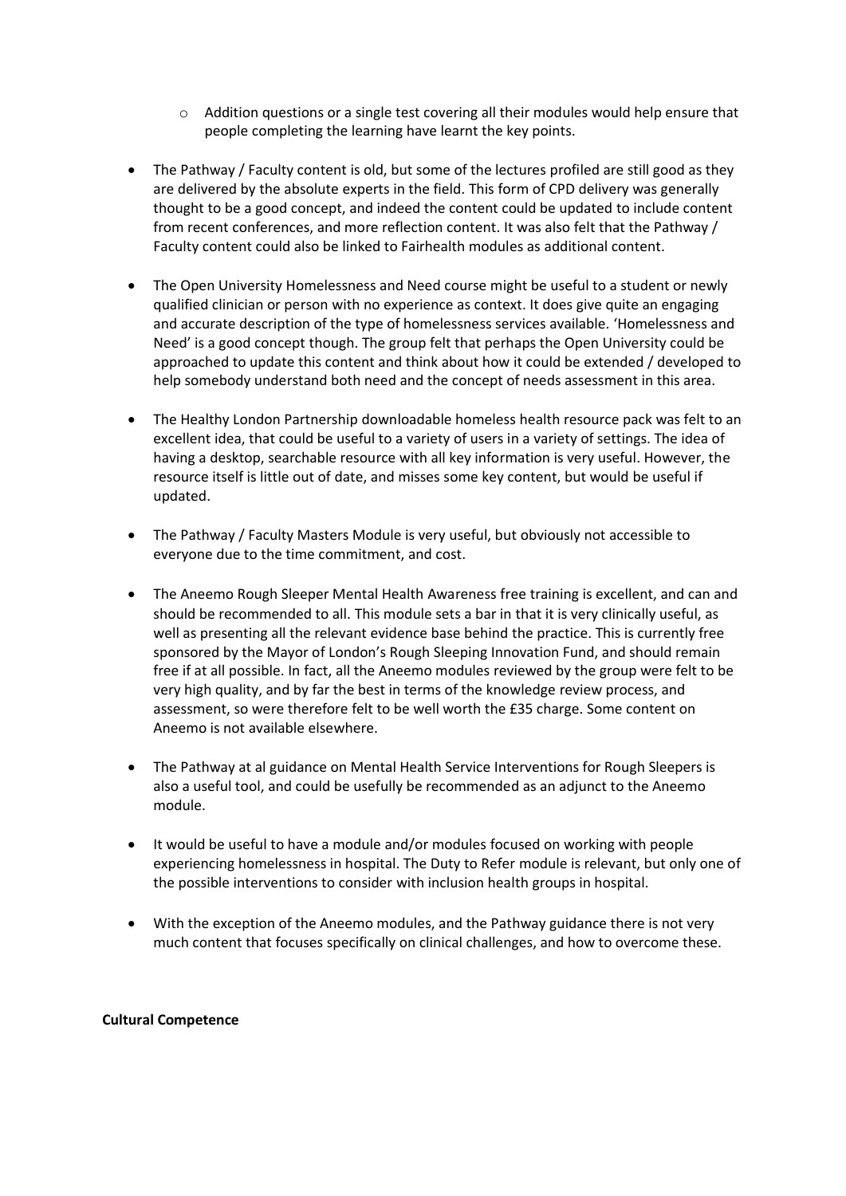- Addition questions or a single test covering all their modules would help ensure that people completing the learning have learnt the key points.

- The Pathway / Faculty content is old, but some of the lectures profiled are still good as they are delivered by the absolute experts in the field. This form of CPD delivery was generally thought to be a good concept, and indeed the content could be updated to include content from recent conferences, and more reflection content. It was also felt that the Pathway / Faculty content could also be linked to Fairhealth modules as additional content.

- The Open University Homelessness and Need course might be useful to a student or newly qualified clinician or person with no experience as context. It does give quite an engaging and accurate description of the type of homelessness services available. 'Homelessness and Need' is a good concept though. The group felt that perhaps the Open University could be approached to update this content and think about how it could be extended / developed to help somebody understand both need and the concept of needs assessment in this area.

- The Healthy London Partnership downloadable homeless health resource pack was felt to an excellent idea, that could be useful to a variety of users in a variety of settings. The idea of having a desktop, searchable resource with all key information is very useful. However, the resource itself is little out of date, and misses some key content, but would be useful if updated.

- The Pathway / Faculty Masters Module is very useful, but obviously not accessible to everyone due to the time commitment, and cost.

- The Aneemo Rough Sleeper Mental Health Awareness free training is excellent, and can and should be recommended to all. This module sets a bar in that it is very clinically useful, as well as presenting all the relevant evidence base behind the practice. This is currently free sponsored by the Mayor of London's Rough Sleeping Innovation Fund, and should remain free if at all possible. In fact, all the Aneemo modules reviewed by the group were felt to be very high quality, and by far the best in terms of the knowledge review process, and assessment, so were therefore felt to be well worth the £35 charge. Some content on Aneemo is not available elsewhere.

- The Pathway at al guidance on Mental Health Service Interventions for Rough Sleepers is also a useful tool, and could be usefully be recommended as an adjunct to the Aneemo module.

- It would be useful to have a module and/or modules focused on working with people experiencing homelessness in hospital. The Duty to Refer module is relevant, but only one of the possible interventions to consider with inclusion health groups in hospital.

- With the exception of the Aneemo modules, and the Pathway guidance there is not very much content that focuses specifically on clinical challenges, and how to overcome these.

**Cultural Competence**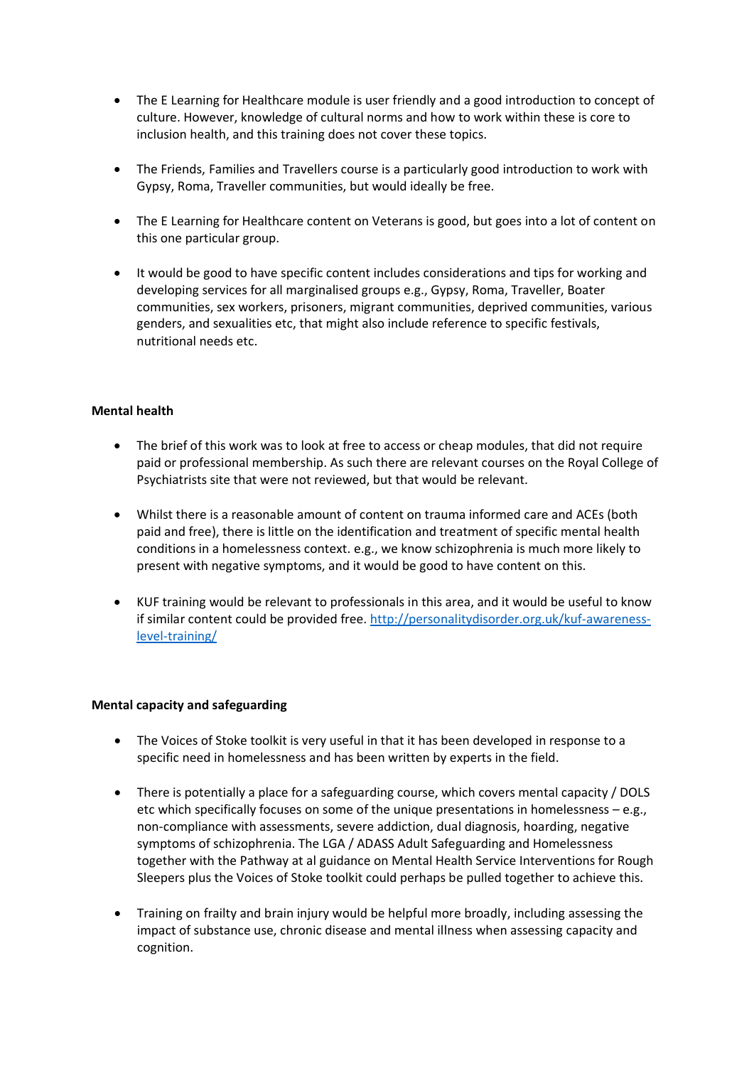- The E Learning for Healthcare module is user friendly and a good introduction to concept of culture. However, knowledge of cultural norms and how to work within these is core to inclusion health, and this training does not cover these topics.

- The Friends, Families and Travellers course is a particularly good introduction to work with Gypsy, Roma, Traveller communities, but would ideally be free.

- The E Learning for Healthcare content on Veterans is good, but goes into a lot of content on this one particular group.

- It would be good to have specific content includes considerations and tips for working and developing services for all marginalised groups e.g., Gypsy, Roma, Traveller, Boater communities, sex workers, prisoners, migrant communities, deprived communities, various genders, and sexualities etc, that might also include reference to specific festivals, nutritional needs etc.

**Mental health**

- The brief of this work was to look at free to access or cheap modules, that did not require paid or professional membership. As such there are relevant courses on the Royal College of Psychiatrists site that were not reviewed, but that would be relevant.

- Whilst there is a reasonable amount of content on trauma informed care and ACEs (both paid and free), there is little on the identification and treatment of specific mental health conditions in a homelessness context. e.g., we know schizophrenia is much more likely to present with negative symptoms, and it would be good to have content on this.

- KUF training would be relevant to professionals in this area, and it would be useful to know if similar content could be provided free. [http://personalitydisorder.org.uk/kuf-awareness-level-training/](http://personalitydisorder.org.uk/kuf-awareness-level-training/)

**Mental capacity and safeguarding**

- The Voices of Stoke toolkit is very useful in that it has been developed in response to a specific need in homelessness and has been written by experts in the field.

- There is potentially a place for a safeguarding course, which covers mental capacity / DOLS etc which specifically focuses on some of the unique presentations in homelessness – e.g., non-compliance with assessments, severe addiction, dual diagnosis, hoarding, negative symptoms of schizophrenia. The LGA / ADASS Adult Safeguarding and Homelessness together with the Pathway at al guidance on Mental Health Service Interventions for Rough Sleepers plus the Voices of Stoke toolkit could perhaps be pulled together to achieve this.

- Training on frailty and brain injury would be helpful more broadly, including assessing the impact of substance use, chronic disease and mental illness when assessing capacity and cognition.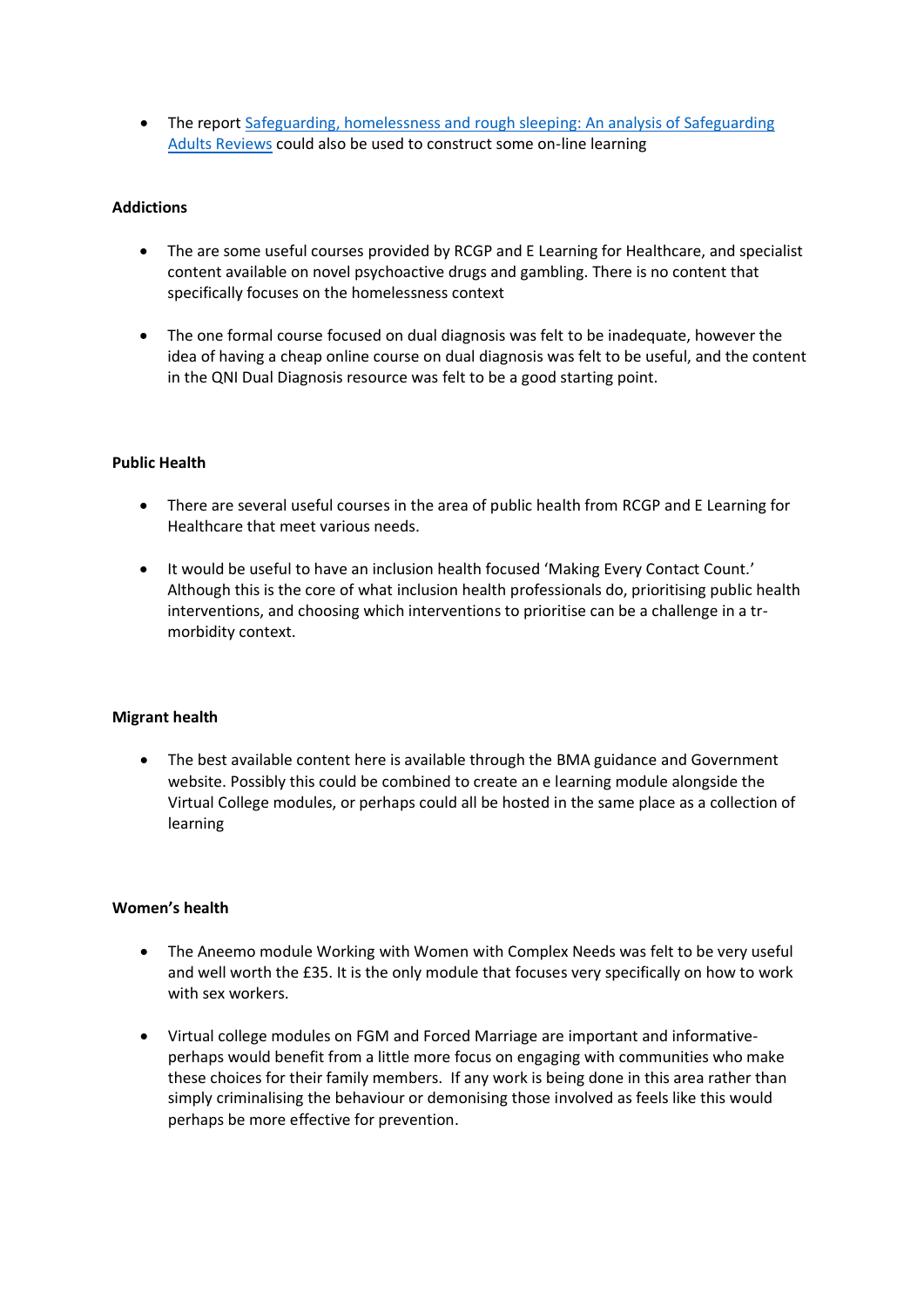- The report [Safeguarding, homelessness and rough sleeping: An analysis of Safeguarding Adults Reviews]() could also be used to construct some on-line learning

**Addictions**

- The are some useful courses provided by RCGP and E Learning for Healthcare, and specialist content available on novel psychoactive drugs and gambling. There is no content that specifically focuses on the homelessness context

- The one formal course focused on dual diagnosis was felt to be inadequate, however the idea of having a cheap online course on dual diagnosis was felt to be useful, and the content in the QNI Dual Diagnosis resource was felt to be a good starting point.

**Public Health**

- There are several useful courses in the area of public health from RCGP and E Learning for Healthcare that meet various needs.

- It would be useful to have an inclusion health focused 'Making Every Contact Count.' Although this is the core of what inclusion health professionals do, prioritising public health interventions, and choosing which interventions to prioritise can be a challenge in a tr-morbidity context.

**Migrant health**

- The best available content here is available through the BMA guidance and Government website. Possibly this could be combined to create an e learning module alongside the Virtual College modules, or perhaps could all be hosted in the same place as a collection of learning

**Women's health**

- The Aneemo module Working with Women with Complex Needs was felt to be very useful and well worth the £35. It is the only module that focuses very specifically on how to work with sex workers.

- Virtual college modules on FGM and Forced Marriage are important and informative- perhaps would benefit from a little more focus on engaging with communities who make these choices for their family members. If any work is being done in this area rather than simply criminalising the behaviour or demonising those involved as feels like this would perhaps be more effective for prevention.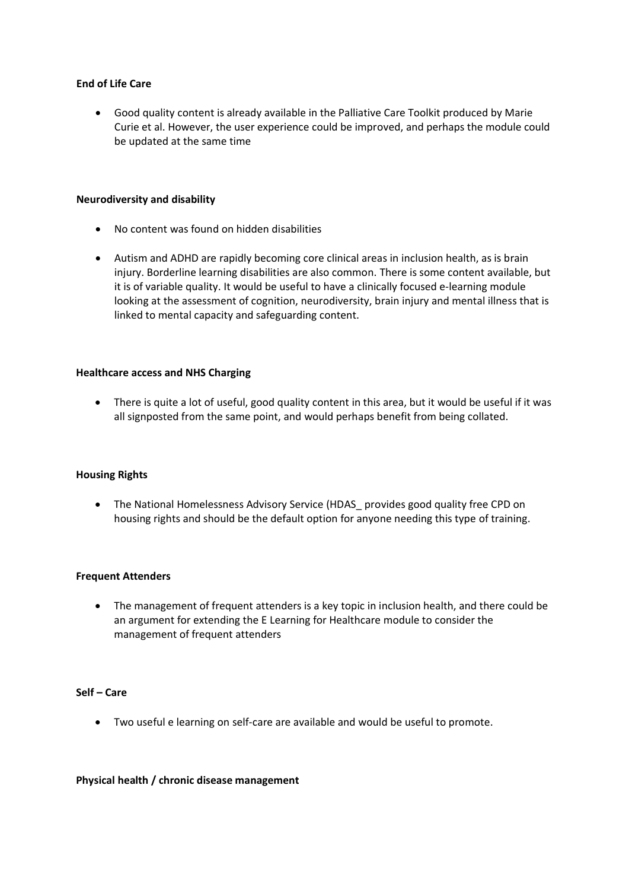**End of Life Care**

- Good quality content is already available in the Palliative Care Toolkit produced by Marie Curie et al. However, the user experience could be improved, and perhaps the module could be updated at the same time

**Neurodiversity and disability**

- No content was found on hidden disabilities
- Autism and ADHD are rapidly becoming core clinical areas in inclusion health, as is brain injury. Borderline learning disabilities are also common. There is some content available, but it is of variable quality. It would be useful to have a clinically focused e-learning module looking at the assessment of cognition, neurodiversity, brain injury and mental illness that is linked to mental capacity and safeguarding content.

**Healthcare access and NHS Charging**

- There is quite a lot of useful, good quality content in this area, but it would be useful if it was all signposted from the same point, and would perhaps benefit from being collated.

**Housing Rights**

- The National Homelessness Advisory Service (HDAS_ provides good quality free CPD on housing rights and should be the default option for anyone needing this type of training.

**Frequent Attenders**

- The management of frequent attenders is a key topic in inclusion health, and there could be an argument for extending the E Learning for Healthcare module to consider the management of frequent attenders

**Self – Care**

- Two useful e learning on self-care are available and would be useful to promote.

**Physical health / chronic disease management**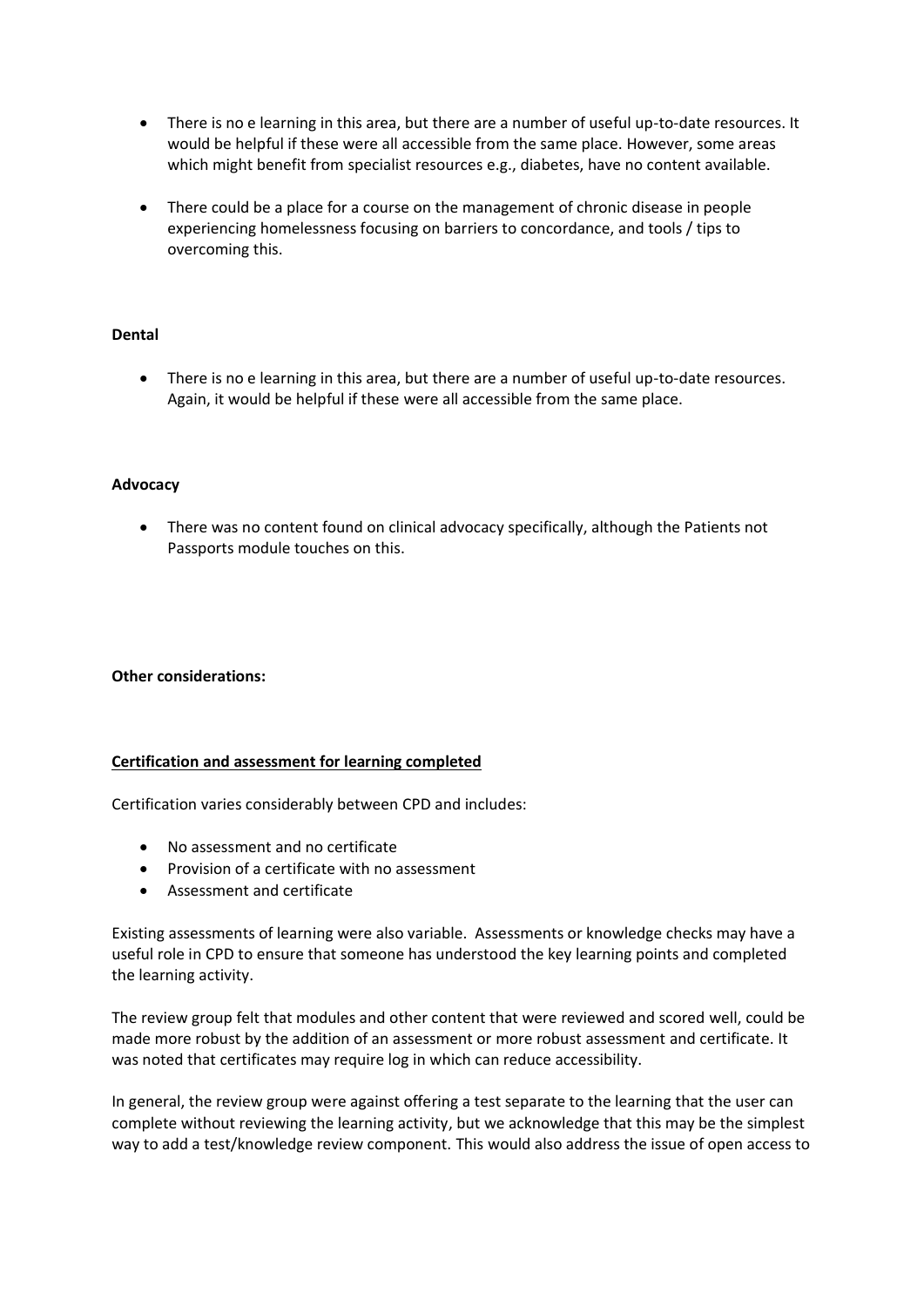- There is no e learning in this area, but there are a number of useful up-to-date resources. It would be helpful if these were all accessible from the same place. However, some areas which might benefit from specialist resources e.g., diabetes, have no content available.
- There could be a place for a course on the management of chronic disease in people experiencing homelessness focusing on barriers to concordance, and tools / tips to overcoming this.

**Dental**

- There is no e learning in this area, but there are a number of useful up-to-date resources. Again, it would be helpful if these were all accessible from the same place.

**Advocacy**

- There was no content found on clinical advocacy specifically, although the Patients not Passports module touches on this.

**Other considerations:**

**Certification and assessment for learning completed**

Certification varies considerably between CPD and includes:

- No assessment and no certificate
- Provision of a certificate with no assessment
- Assessment and certificate

Existing assessments of learning were also variable. Assessments or knowledge checks may have a useful role in CPD to ensure that someone has understood the key learning points and completed the learning activity.

The review group felt that modules and other content that were reviewed and scored well, could be made more robust by the addition of an assessment or more robust assessment and certificate. It was noted that certificates may require log in which can reduce accessibility.

In general, the review group were against offering a test separate to the learning that the user can complete without reviewing the learning activity, but we acknowledge that this may be the simplest way to add a test/knowledge review component. This would also address the issue of open access to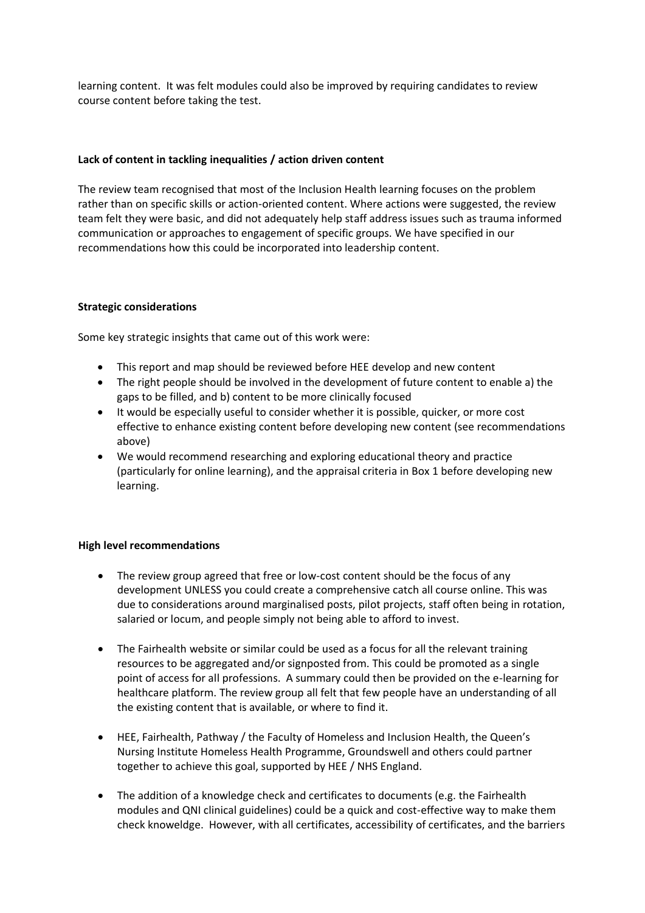learning content. It was felt modules could also be improved by requiring candidates to review course content before taking the test.

**Lack of content in tackling inequalities / action driven content**

The review team recognised that most of the Inclusion Health learning focuses on the problem rather than on specific skills or action-oriented content. Where actions were suggested, the review team felt they were basic, and did not adequately help staff address issues such as trauma informed communication or approaches to engagement of specific groups. We have specified in our recommendations how this could be incorporated into leadership content.

**Strategic considerations**

Some key strategic insights that came out of this work were:

- This report and map should be reviewed before HEE develop and new content
- The right people should be involved in the development of future content to enable a) the gaps to be filled, and b) content to be more clinically focused
- It would be especially useful to consider whether it is possible, quicker, or more cost effective to enhance existing content before developing new content (see recommendations above)
- We would recommend researching and exploring educational theory and practice (particularly for online learning), and the appraisal criteria in Box 1 before developing new learning.

**High level recommendations**

- The review group agreed that free or low-cost content should be the focus of any development UNLESS you could create a comprehensive catch all course online. This was due to considerations around marginalised posts, pilot projects, staff often being in rotation, salaried or locum, and people simply not being able to afford to invest.
- The Fairhealth website or similar could be used as a focus for all the relevant training resources to be aggregated and/or signposted from. This could be promoted as a single point of access for all professions. A summary could then be provided on the e-learning for healthcare platform. The review group all felt that few people have an understanding of all the existing content that is available, or where to find it.
- HEE, Fairhealth, Pathway / the Faculty of Homeless and Inclusion Health, the Queen's Nursing Institute Homeless Health Programme, Groundswell and others could partner together to achieve this goal, supported by HEE / NHS England.
- The addition of a knowledge check and certificates to documents (e.g. the Fairhealth modules and QNI clinical guidelines) could be a quick and cost-effective way to make them check knoweldge. However, with all certificates, accessibility of certificates, and the barriers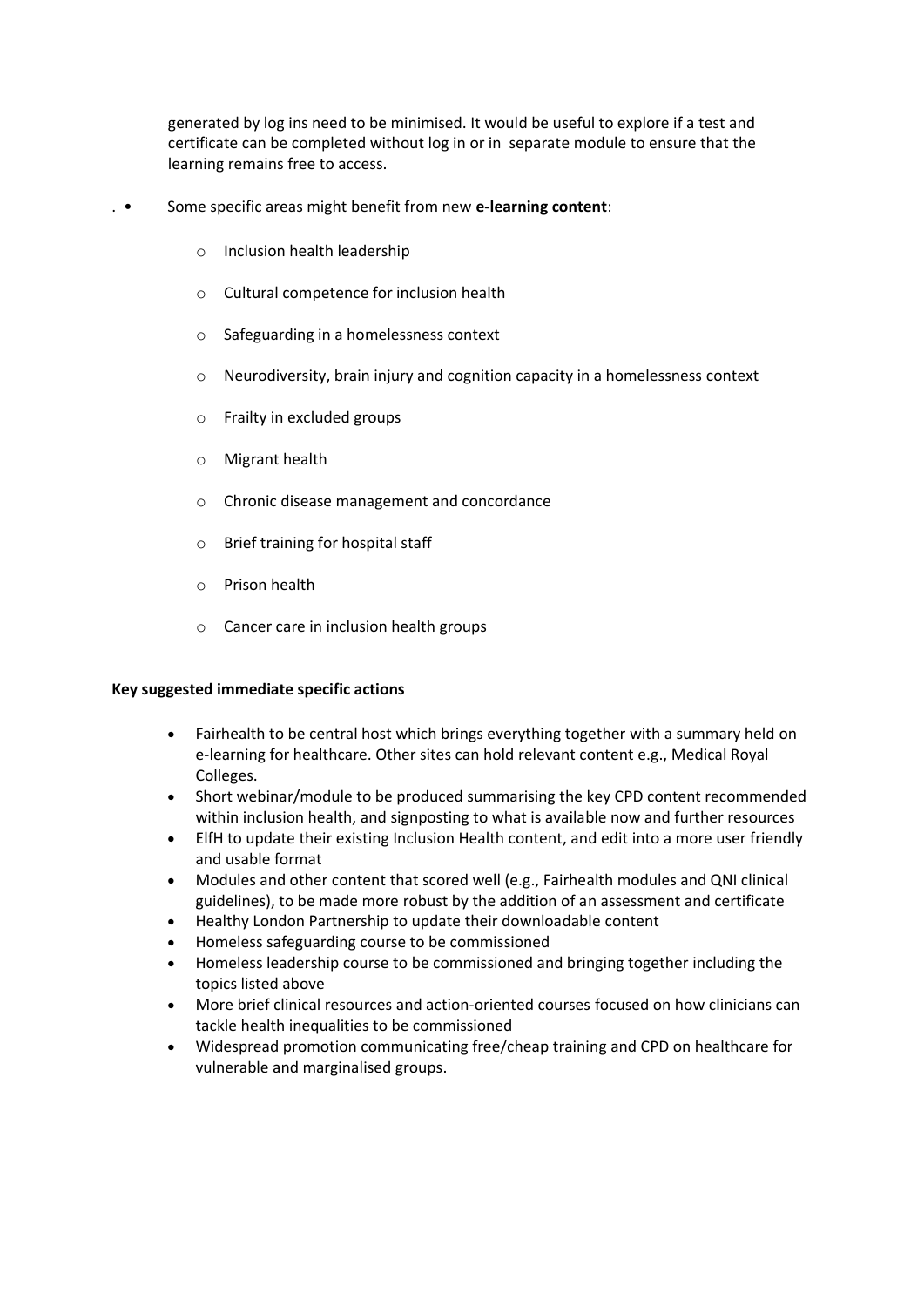generated by log ins need to be minimised. It would be useful to explore if a test and certificate can be completed without log in or in separate module to ensure that the learning remains free to access.

- Some specific areas might benefit from new **e-learning content**:
  - Inclusion health leadership
  - Cultural competence for inclusion health
  - Safeguarding in a homelessness context
  - Neurodiversity, brain injury and cognition capacity in a homelessness context
  - Frailty in excluded groups
  - Migrant health
  - Chronic disease management and concordance
  - Brief training for hospital staff
  - Prison health
  - Cancer care in inclusion health groups

**Key suggested immediate specific actions**

- Fairhealth to be central host which brings everything together with a summary held on e-learning for healthcare. Other sites can hold relevant content e.g., Medical Royal Colleges.
- Short webinar/module to be produced summarising the key CPD content recommended within inclusion health, and signposting to what is available now and further resources
- ElfH to update their existing Inclusion Health content, and edit into a more user friendly and usable format
- Modules and other content that scored well (e.g., Fairhealth modules and QNI clinical guidelines), to be made more robust by the addition of an assessment and certificate
- Healthy London Partnership to update their downloadable content
- Homeless safeguarding course to be commissioned
- Homeless leadership course to be commissioned and bringing together including the topics listed above
- More brief clinical resources and action-oriented courses focused on how clinicians can tackle health inequalities to be commissioned
- Widespread promotion communicating free/cheap training and CPD on healthcare for vulnerable and marginalised groups.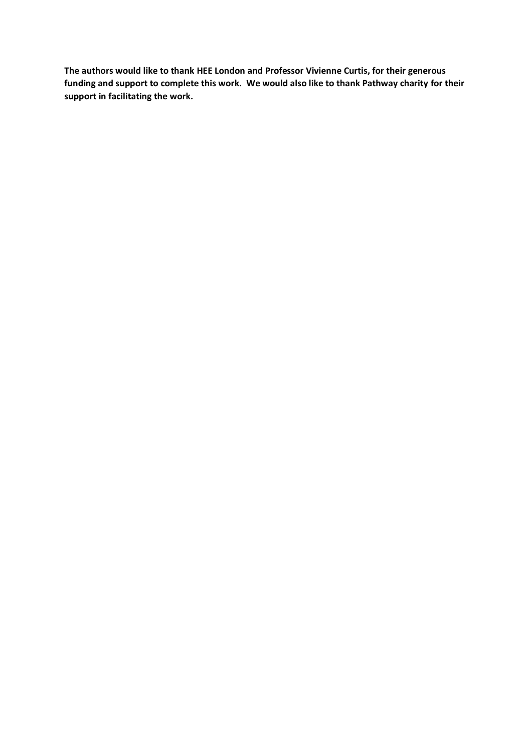**The authors would like to thank HEE London and Professor Vivienne Curtis, for their generous funding and support to complete this work. We would also like to thank Pathway charity for their support in facilitating the work.**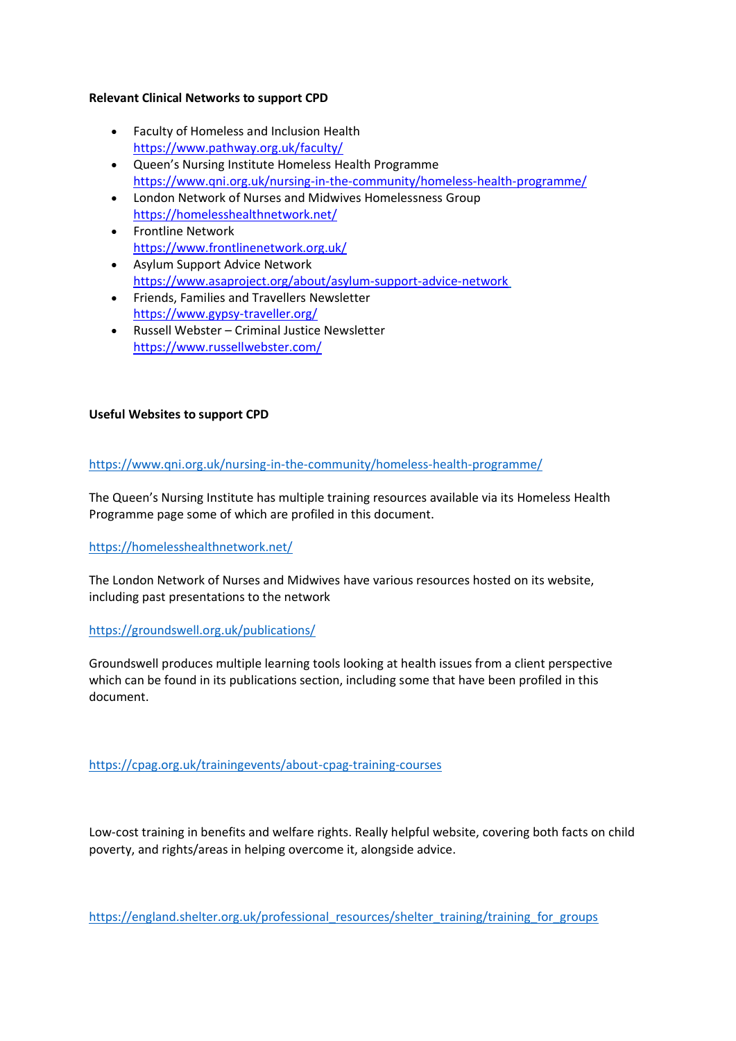**Relevant Clinical Networks to support CPD**

- Faculty of Homeless and Inclusion Health
  https://www.pathway.org.uk/faculty/
- Queen's Nursing Institute Homeless Health Programme
  https://www.qni.org.uk/nursing-in-the-community/homeless-health-programme/
- London Network of Nurses and Midwives Homelessness Group
  https://homelesshealthnetwork.net/
- Frontline Network
  https://www.frontlinenetwork.org.uk/
- Asylum Support Advice Network
  https://www.asaproject.org/about/asylum-support-advice-network
- Friends, Families and Travellers Newsletter
  https://www.gypsy-traveller.org/
- Russell Webster – Criminal Justice Newsletter
  https://www.russellwebster.com/

**Useful Websites to support CPD**

https://www.qni.org.uk/nursing-in-the-community/homeless-health-programme/

The Queen's Nursing Institute has multiple training resources available via its Homeless Health Programme page some of which are profiled in this document.

https://homelesshealthnetwork.net/

The London Network of Nurses and Midwives have various resources hosted on its website, including past presentations to the network

https://groundswell.org.uk/publications/

Groundswell produces multiple learning tools looking at health issues from a client perspective which can be found in its publications section, including some that have been profiled in this document.

https://cpag.org.uk/trainingevents/about-cpag-training-courses

Low-cost training in benefits and welfare rights. Really helpful website, covering both facts on child poverty, and rights/areas in helping overcome it, alongside advice.

https://england.shelter.org.uk/professional_resources/shelter_training/training_for_groups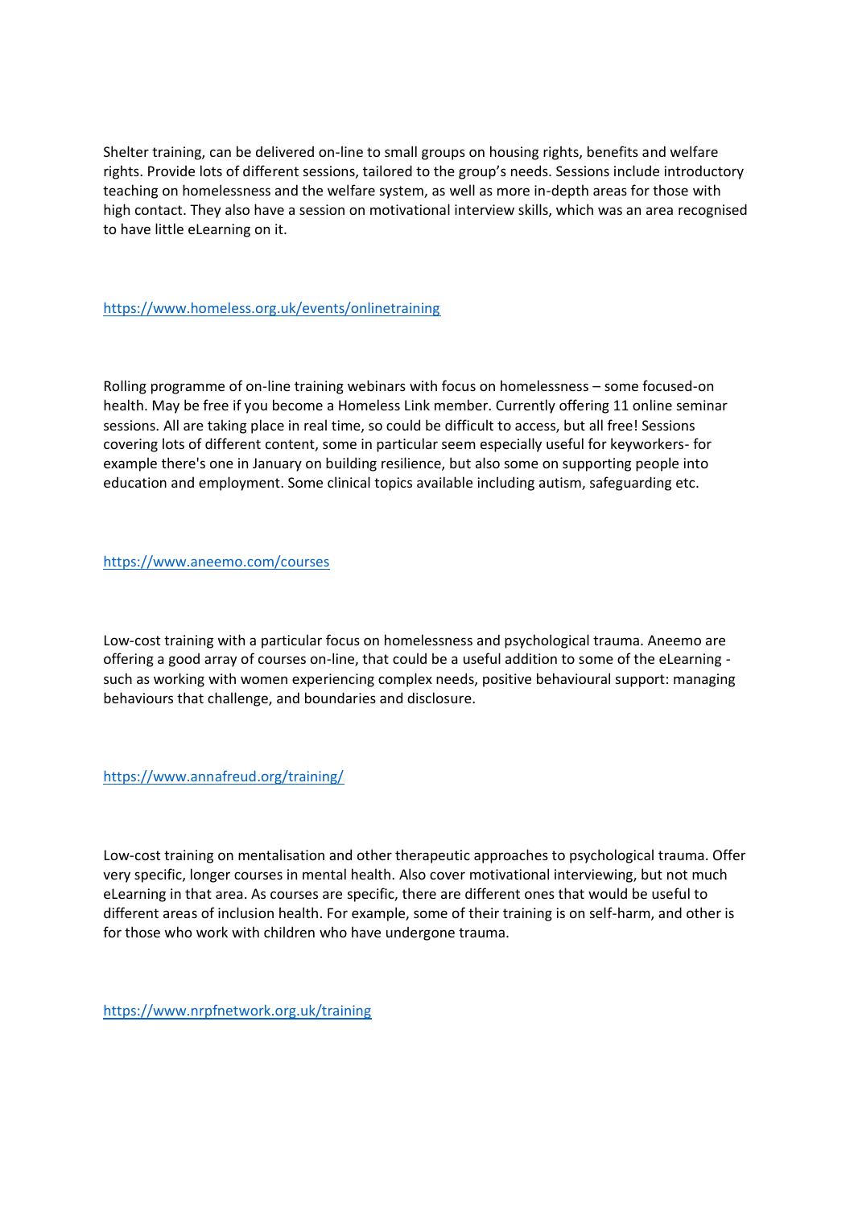Shelter training, can be delivered on-line to small groups on housing rights, benefits and welfare rights. Provide lots of different sessions, tailored to the group's needs. Sessions include introductory teaching on homelessness and the welfare system, as well as more in-depth areas for those with high contact. They also have a session on motivational interview skills, which was an area recognised to have little eLearning on it.

https://www.homeless.org.uk/events/onlinetraining

Rolling programme of on-line training webinars with focus on homelessness – some focused-on health. May be free if you become a Homeless Link member. Currently offering 11 online seminar sessions. All are taking place in real time, so could be difficult to access, but all free! Sessions covering lots of different content, some in particular seem especially useful for keyworkers- for example there's one in January on building resilience, but also some on supporting people into education and employment. Some clinical topics available including autism, safeguarding etc.

https://www.aneemo.com/courses

Low-cost training with a particular focus on homelessness and psychological trauma. Aneemo are offering a good array of courses on-line, that could be a useful addition to some of the eLearning - such as working with women experiencing complex needs, positive behavioural support: managing behaviours that challenge, and boundaries and disclosure.

https://www.annafreud.org/training/

Low-cost training on mentalisation and other therapeutic approaches to psychological trauma. Offer very specific, longer courses in mental health. Also cover motivational interviewing, but not much eLearning in that area. As courses are specific, there are different ones that would be useful to different areas of inclusion health. For example, some of their training is on self-harm, and other is for those who work with children who have undergone trauma.

https://www.nrpfnetwork.org.uk/training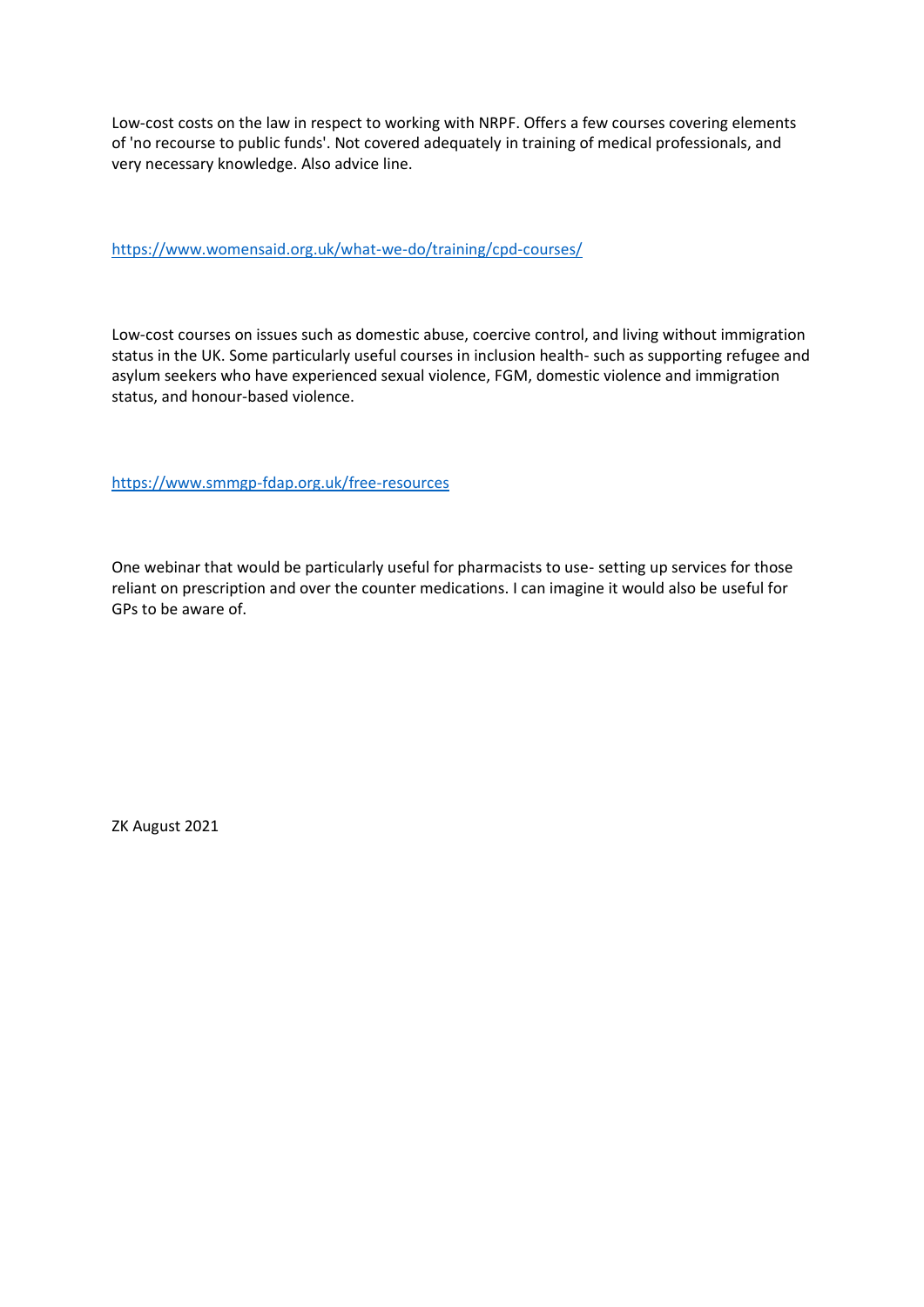Low-cost costs on the law in respect to working with NRPF. Offers a few courses covering elements of 'no recourse to public funds'. Not covered adequately in training of medical professionals, and very necessary knowledge. Also advice line.

https://www.womensaid.org.uk/what-we-do/training/cpd-courses/

Low-cost courses on issues such as domestic abuse, coercive control, and living without immigration status in the UK. Some particularly useful courses in inclusion health- such as supporting refugee and asylum seekers who have experienced sexual violence, FGM, domestic violence and immigration status, and honour-based violence.

https://www.smmgp-fdap.org.uk/free-resources

One webinar that would be particularly useful for pharmacists to use- setting up services for those reliant on prescription and over the counter medications. I can imagine it would also be useful for GPs to be aware of.

ZK August 2021